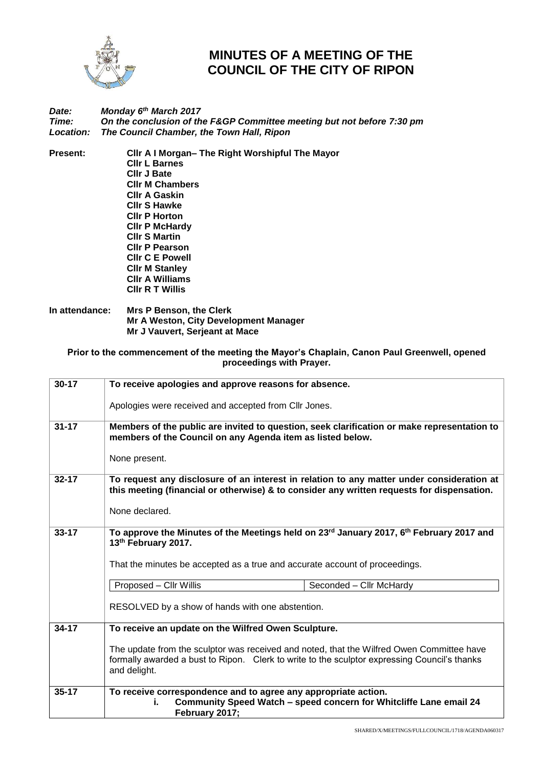# MINUTES OF A MEETING OF THE COUNCIL OF THE CITY OF RIPON

***Date:*** ***Monday 6th March 2017***
***Time:*** ***On the conclusion of the F&GP Committee meeting but not before 7:30 pm***
***Location:*** ***The Council Chamber, the Town Hall, Ripon***

**Present:**
**Cllr A I Morgan– The Right Worshipful The Mayor**
**Cllr L Barnes**
**Cllr J Bate**
**Cllr M Chambers**
**Cllr A Gaskin**
**Cllr S Hawke**
**Cllr P Horton**
**Cllr P McHardy**
**Cllr S Martin**
**Cllr P Pearson**
**Cllr C E Powell**
**Cllr M Stanley**
**Cllr A Williams**
**Cllr R T Willis**

**In attendance:**
**Mrs P Benson, the Clerk**
**Mr A Weston, City Development Manager**
**Mr J Vauvert, Serjeant at Mace**

**Prior to the commencement of the meeting the Mayor's Chaplain, Canon Paul Greenwell, opened proceedings with Prayer.**

| | |
|---|---|
| **30-17** | **To receive apologies and approve reasons for absence.**<br><br>Apologies were received and accepted from Cllr Jones. |
| **31-17** | **Members of the public are invited to question, seek clarification or make representation to members of the Council on any Agenda item as listed below.**<br><br>None present. |
| **32-17** | **To request any disclosure of an interest in relation to any matter under consideration at this meeting (financial or otherwise) & to consider any written requests for dispensation.**<br><br>None declared. |
| **33-17** | **To approve the Minutes of the Meetings held on 23rd January 2017, 6th February 2017 and 13th February 2017.**<br><br>That the minutes be accepted as a true and accurate account of proceedings.<br><br>Proposed – Cllr Willis \| Seconded – Cllr McHardy<br><br>RESOLVED by a show of hands with one abstention. |
| **34-17** | **To receive an update on the Wilfred Owen Sculpture.**<br><br>The update from the sculptor was received and noted, that the Wilfred Owen Committee have formally awarded a bust to Ripon. Clerk to write to the sculptor expressing Council's thanks and delight. |
| **35-17** | **To receive correspondence and to agree any appropriate action.**<br>**i. Community Speed Watch – speed concern for Whitcliffe Lane email 24 February 2017;** |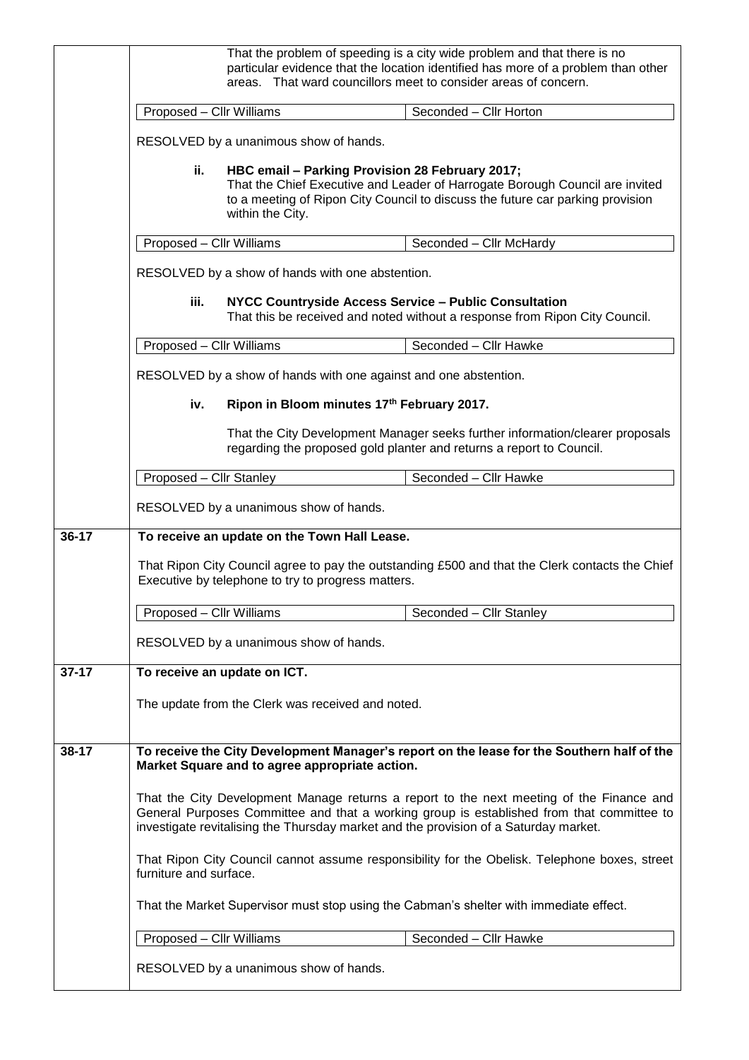|  |  |
|---|---|
|  | That the problem of speeding is a city wide problem and that there is no particular evidence that the location identified has more of a problem than other areas. That ward councillors meet to consider areas of concern.<br><br>Proposed – Cllr Williams — Seconded – Cllr Horton<br><br>RESOLVED by a unanimous show of hands.<br><br>**ii. HBC email – Parking Provision 28 February 2017;**<br>That the Chief Executive and Leader of Harrogate Borough Council are invited to a meeting of Ripon City Council to discuss the future car parking provision within the City.<br><br>Proposed – Cllr Williams — Seconded – Cllr McHardy<br><br>RESOLVED by a show of hands with one abstention.<br><br>**iii. NYCC Countryside Access Service – Public Consultation**<br>That this be received and noted without a response from Ripon City Council.<br><br>Proposed – Cllr Williams — Seconded – Cllr Hawke<br><br>RESOLVED by a show of hands with one against and one abstention.<br><br>**iv. Ripon in Bloom minutes 17th February 2017.**<br><br>That the City Development Manager seeks further information/clearer proposals regarding the proposed gold planter and returns a report to Council.<br><br>Proposed – Cllr Stanley — Seconded – Cllr Hawke<br><br>RESOLVED by a unanimous show of hands. |
| **36-17** | **To receive an update on the Town Hall Lease.**<br><br>That Ripon City Council agree to pay the outstanding £500 and that the Clerk contacts the Chief Executive by telephone to try to progress matters.<br><br>Proposed – Cllr Williams — Seconded – Cllr Stanley<br><br>RESOLVED by a unanimous show of hands. |
| **37-17** | **To receive an update on ICT.**<br><br>The update from the Clerk was received and noted. |
| **38-17** | **To receive the City Development Manager's report on the lease for the Southern half of the Market Square and to agree appropriate action.**<br><br>That the City Development Manage returns a report to the next meeting of the Finance and General Purposes Committee and that a working group is established from that committee to investigate revitalising the Thursday market and the provision of a Saturday market.<br><br>That Ripon City Council cannot assume responsibility for the Obelisk. Telephone boxes, street furniture and surface.<br><br>That the Market Supervisor must stop using the Cabman's shelter with immediate effect.<br><br>Proposed – Cllr Williams — Seconded – Cllr Hawke<br><br>RESOLVED by a unanimous show of hands. |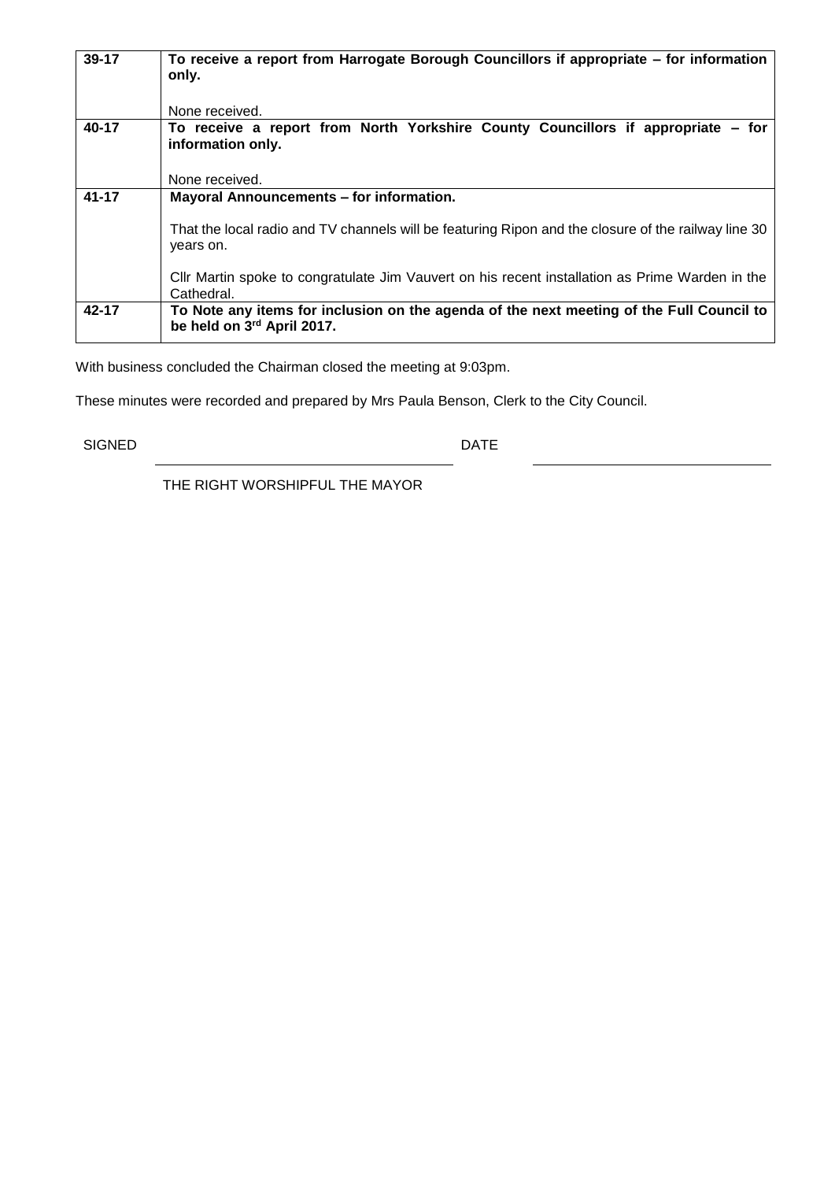| | |
|---|---|
| **39-17** | **To receive a report from Harrogate Borough Councillors if appropriate – for information only.**<br><br>None received. |
| **40-17** | **To receive a report from North Yorkshire County Councillors if appropriate – for information only.**<br><br>None received. |
| **41-17** | **Mayoral Announcements – for information.**<br><br>That the local radio and TV channels will be featuring Ripon and the closure of the railway line 30 years on.<br><br>Cllr Martin spoke to congratulate Jim Vauvert on his recent installation as Prime Warden in the Cathedral. |
| **42-17** | **To Note any items for inclusion on the agenda of the next meeting of the Full Council to be held on 3rd April 2017.** |

With business concluded the Chairman closed the meeting at 9:03pm.

These minutes were recorded and prepared by Mrs Paula Benson, Clerk to the City Council.

SIGNED ______________________ DATE ______________________

THE RIGHT WORSHIPFUL THE MAYOR